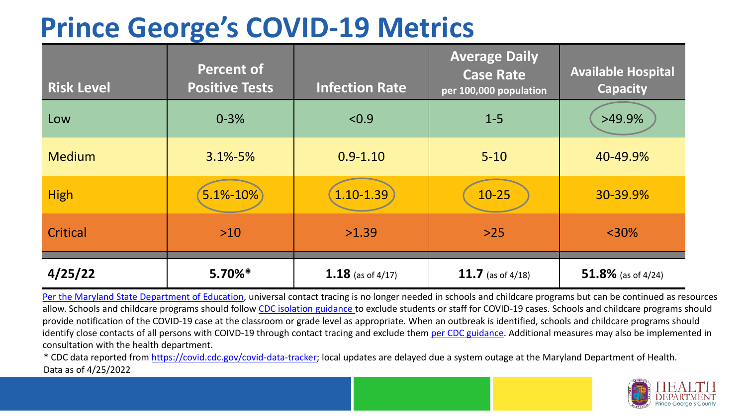# Prince George's COVID-19 Metrics

| Risk Level | Percent of Positive Tests | Infection Rate | Average Daily Case Rate per 100,000 population | Available Hospital Capacity |
|---|---|---|---|---|
| Low | 0-3% | <0.9 | 1-5 | >49.9% |
| Medium | 3.1%-5% | 0.9-1.10 | 5-10 | 40-49.9% |
| High | 5.1%-10% | 1.10-1.39 | 10-25 | 30-39.9% |
| Critical | >10 | >1.39 | >25 | <30% |
| **4/25/22** | **5.70%*** | **1.18** (as of 4/17) | **11.7** (as of 4/18) | **51.8%** (as of 4/24) |

Per the Maryland State Department of Education, universal contact tracing is no longer needed in schools and childcare programs but can be continued as resources allow. Schools and childcare programs should follow CDC isolation guidance to exclude students or staff for COVID-19 cases. Schools and childcare programs should provide notification of the COVID-19 case at the classroom or grade level as appropriate. When an outbreak is identified, schools and childcare programs should identify close contacts of all persons with COIVD-19 through contact tracing and exclude them per CDC guidance. Additional measures may also be implemented in consultation with the health department.

* CDC data reported from https://covid.cdc.gov/covid-data-tracker; local updates are delayed due a system outage at the Maryland Department of Health.

Data as of 4/25/2022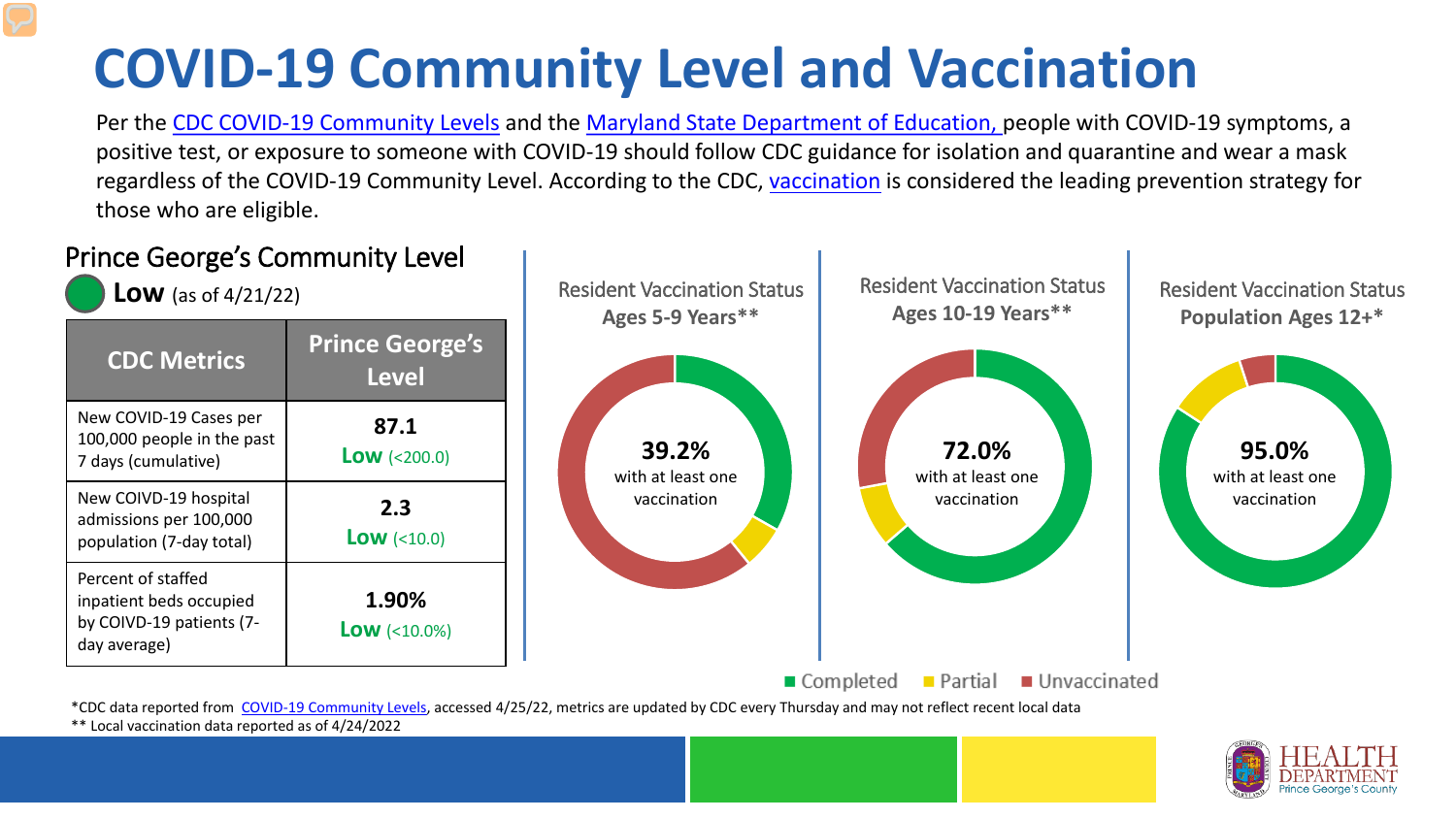# COVID-19 Community Level and Vaccination

Per the CDC COVID-19 Community Levels and the Maryland State Department of Education, people with COVID-19 symptoms, a positive test, or exposure to someone with COVID-19 should follow CDC guidance for isolation and quarantine and wear a mask regardless of the COVID-19 Community Level. According to the CDC, vaccination is considered the leading prevention strategy for those who are eligible.

## Prince George's Community Level

**Low** (as of 4/21/22)

| CDC Metrics | Prince George's Level |
| --- | --- |
| New COVID-19 Cases per 100,000 people in the past 7 days (cumulative) | **87.1** **Low** (<200.0) |
| New COIVD-19 hospital admissions per 100,000 population (7-day total) | **2.3** **Low** (<10.0) |
| Percent of staffed inpatient beds occupied by COIVD-19 patients (7-day average) | **1.90%** **Low** (<10.0%) |

Resident Vaccination Status **Ages 5-9 Years****

**39.2%** with at least one vaccination

Resident Vaccination Status **Ages 10-19 Years****

**72.0%** with at least one vaccination

Resident Vaccination Status **Population Ages 12+***

**95.0%** with at least one vaccination

Completed · Partial · Unvaccinated

*CDC data reported from COVID-19 Community Levels, accessed 4/25/22, metrics are updated by CDC every Thursday and may not reflect recent local data

** Local vaccination data reported as of 4/24/2022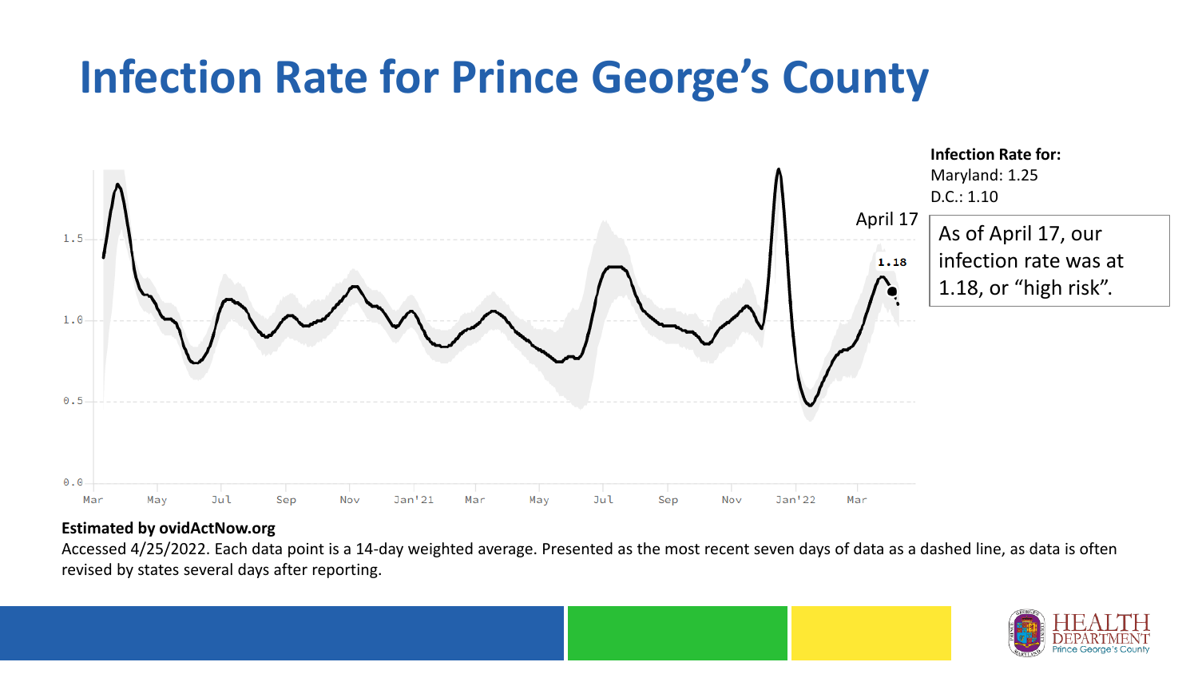# Infection Rate for Prince George's County

**Infection Rate for:**
Maryland: 1.25
D.C.: 1.10

April 17

1.18

As of April 17, our infection rate was at 1.18, or "high risk".

**Estimated by ovidActNow.org**

Accessed 4/25/2022. Each data point is a 14-day weighted average. Presented as the most recent seven days of data as a dashed line, as data is often revised by states several days after reporting.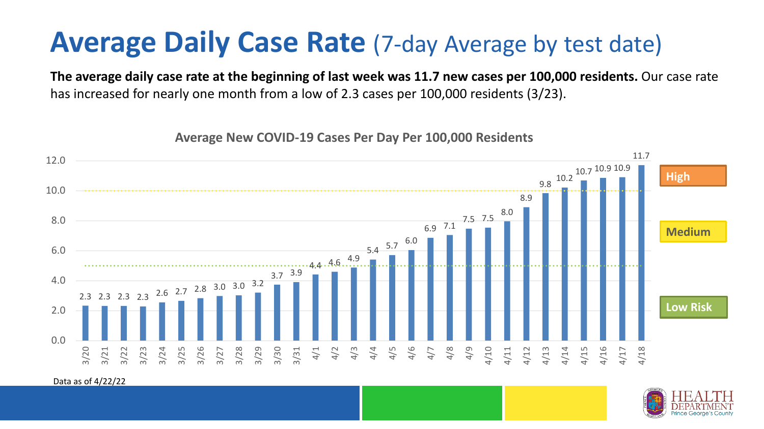# Average Daily Case Rate (7-day Average by test date)

**The average daily case rate at the beginning of last week was 11.7 new cases per 100,000 residents.** Our case rate has increased for nearly one month from a low of 2.3 cases per 100,000 residents (3/23).

**Average New COVID-19 Cases Per Day Per 100,000 Residents**

| Date | Cases per 100,000 |
| --- | --- |
| 3/20 | 2.3 |
| 3/21 | 2.3 |
| 3/22 | 2.3 |
| 3/23 | 2.3 |
| 3/24 | 2.6 |
| 3/25 | 2.7 |
| 3/26 | 2.8 |
| 3/27 | 3.0 |
| 3/28 | 3.0 |
| 3/29 | 3.2 |
| 3/30 | 3.7 |
| 3/31 | 3.9 |
| 4/1 | 4.4 |
| 4/2 | 4.6 |
| 4/3 | 4.9 |
| 4/4 | 5.4 |
| 4/5 | 5.7 |
| 4/6 | 6.0 |
| 4/7 | 6.9 |
| 4/8 | 7.1 |
| 4/9 | 7.5 |
| 4/10 | 7.5 |
| 4/11 | 8.0 |
| 4/12 | 8.9 |
| 4/13 | 9.8 |
| 4/14 | 10.2 |
| 4/15 | 10.7 |
| 4/16 | 10.9 |
| 4/17 | 10.9 |
| 4/18 | 11.7 |

High

Medium

Low Risk

Data as of 4/22/22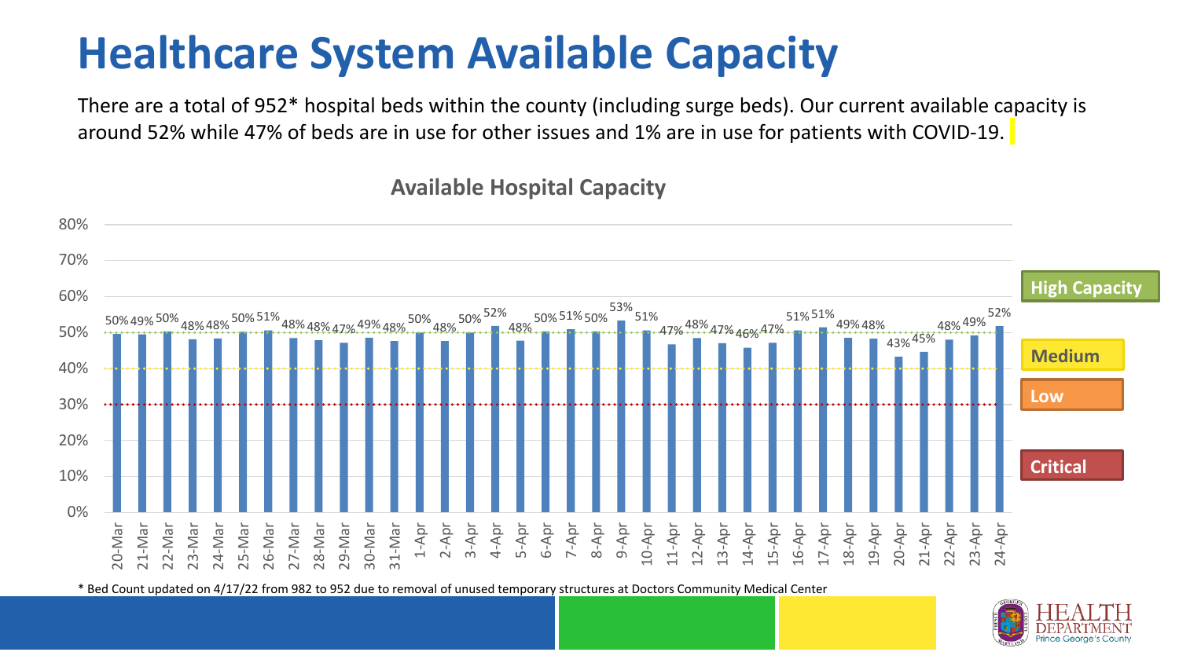# Healthcare System Available Capacity

There are a total of 952* hospital beds within the county (including surge beds). Our current available capacity is around 52% while 47% of beds are in use for other issues and 1% are in use for patients with COVID-19.

Available Hospital Capacity

80%
70%
60%
50%
40%
30%
20%
10%
0%

50% 49% 50% 48% 48% 50% 51% 48% 48% 47% 49% 48% 50% 48% 50% 52% 48% 50% 51% 50% 53% 51% 47% 48% 47% 46% 47% 51% 51% 49% 48% 43% 45% 48% 49% 52%

20-Mar 21-Mar 22-Mar 23-Mar 24-Mar 25-Mar 26-Mar 27-Mar 28-Mar 29-Mar 30-Mar 31-Mar 1-Apr 2-Apr 3-Apr 4-Apr 5-Apr 6-Apr 7-Apr 8-Apr 9-Apr 10-Apr 11-Apr 12-Apr 13-Apr 14-Apr 15-Apr 16-Apr 17-Apr 18-Apr 19-Apr 20-Apr 21-Apr 22-Apr 23-Apr 24-Apr

High Capacity

Medium

Low

Critical

* Bed Count updated on 4/17/22 from 982 to 952 due to removal of unused temporary structures at Doctors Community Medical Center

HEALTH DEPARTMENT
Prince George's County